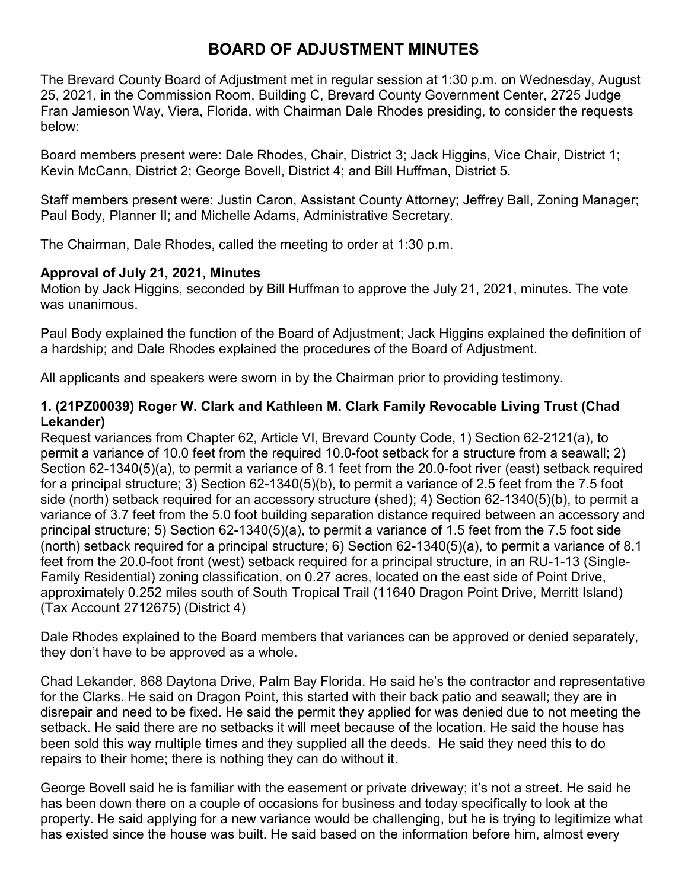# BOARD OF ADJUSTMENT MINUTES

The Brevard County Board of Adjustment met in regular session at 1:30 p.m. on Wednesday, August 25, 2021, in the Commission Room, Building C, Brevard County Government Center, 2725 Judge Fran Jamieson Way, Viera, Florida, with Chairman Dale Rhodes presiding, to consider the requests below:

Board members present were: Dale Rhodes, Chair, District 3; Jack Higgins, Vice Chair, District 1; Kevin McCann, District 2; George Bovell, District 4; and Bill Huffman, District 5.

Staff members present were: Justin Caron, Assistant County Attorney; Jeffrey Ball, Zoning Manager; Paul Body, Planner II; and Michelle Adams, Administrative Secretary.

The Chairman, Dale Rhodes, called the meeting to order at 1:30 p.m.

**Approval of July 21, 2021, Minutes**

Motion by Jack Higgins, seconded by Bill Huffman to approve the July 21, 2021, minutes. The vote was unanimous.

Paul Body explained the function of the Board of Adjustment; Jack Higgins explained the definition of a hardship; and Dale Rhodes explained the procedures of the Board of Adjustment.

All applicants and speakers were sworn in by the Chairman prior to providing testimony.

**1. (21PZ00039) Roger W. Clark and Kathleen M. Clark Family Revocable Living Trust (Chad Lekander)**

Request variances from Chapter 62, Article VI, Brevard County Code, 1) Section 62-2121(a), to permit a variance of 10.0 feet from the required 10.0-foot setback for a structure from a seawall; 2) Section 62-1340(5)(a), to permit a variance of 8.1 feet from the 20.0-foot river (east) setback required for a principal structure; 3) Section 62-1340(5)(b), to permit a variance of 2.5 feet from the 7.5 foot side (north) setback required for an accessory structure (shed); 4) Section 62-1340(5)(b), to permit a variance of 3.7 feet from the 5.0 foot building separation distance required between an accessory and principal structure; 5) Section 62-1340(5)(a), to permit a variance of 1.5 feet from the 7.5 foot side (north) setback required for a principal structure; 6) Section 62-1340(5)(a), to permit a variance of 8.1 feet from the 20.0-foot front (west) setback required for a principal structure, in an RU-1-13 (Single-Family Residential) zoning classification, on 0.27 acres, located on the east side of Point Drive, approximately 0.252 miles south of South Tropical Trail (11640 Dragon Point Drive, Merritt Island) (Tax Account 2712675) (District 4)

Dale Rhodes explained to the Board members that variances can be approved or denied separately, they don't have to be approved as a whole.

Chad Lekander, 868 Daytona Drive, Palm Bay Florida. He said he's the contractor and representative for the Clarks. He said on Dragon Point, this started with their back patio and seawall; they are in disrepair and need to be fixed. He said the permit they applied for was denied due to not meeting the setback. He said there are no setbacks it will meet because of the location. He said the house has been sold this way multiple times and they supplied all the deeds. He said they need this to do repairs to their home; there is nothing they can do without it.

George Bovell said he is familiar with the easement or private driveway; it's not a street. He said he has been down there on a couple of occasions for business and today specifically to look at the property. He said applying for a new variance would be challenging, but he is trying to legitimize what has existed since the house was built. He said based on the information before him, almost every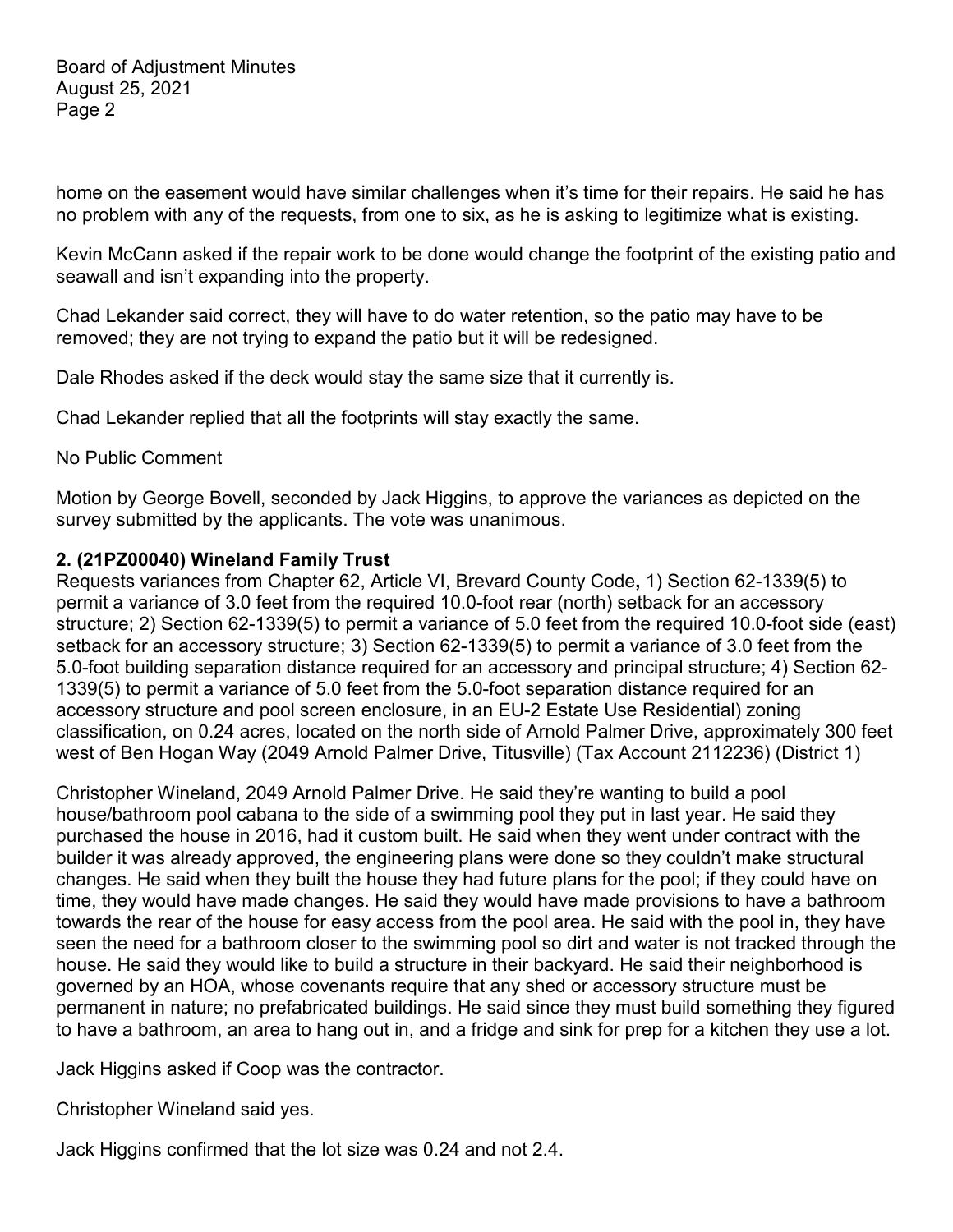home on the easement would have similar challenges when it's time for their repairs. He said he has no problem with any of the requests, from one to six, as he is asking to legitimize what is existing.

Kevin McCann asked if the repair work to be done would change the footprint of the existing patio and seawall and isn't expanding into the property.

Chad Lekander said correct, they will have to do water retention, so the patio may have to be removed; they are not trying to expand the patio but it will be redesigned.

Dale Rhodes asked if the deck would stay the same size that it currently is.

Chad Lekander replied that all the footprints will stay exactly the same.

No Public Comment

Motion by George Bovell, seconded by Jack Higgins, to approve the variances as depicted on the survey submitted by the applicants. The vote was unanimous.

**2. (21PZ00040) Wineland Family Trust**

Requests variances from Chapter 62, Article VI, Brevard County Code**,** 1) Section 62-1339(5) to permit a variance of 3.0 feet from the required 10.0-foot rear (north) setback for an accessory structure; 2) Section 62-1339(5) to permit a variance of 5.0 feet from the required 10.0-foot side (east) setback for an accessory structure; 3) Section 62-1339(5) to permit a variance of 3.0 feet from the 5.0-foot building separation distance required for an accessory and principal structure; 4) Section 62-1339(5) to permit a variance of 5.0 feet from the 5.0-foot separation distance required for an accessory structure and pool screen enclosure, in an EU-2 Estate Use Residential) zoning classification, on 0.24 acres, located on the north side of Arnold Palmer Drive, approximately 300 feet west of Ben Hogan Way (2049 Arnold Palmer Drive, Titusville) (Tax Account 2112236) (District 1)

Christopher Wineland, 2049 Arnold Palmer Drive. He said they're wanting to build a pool house/bathroom pool cabana to the side of a swimming pool they put in last year. He said they purchased the house in 2016, had it custom built. He said when they went under contract with the builder it was already approved, the engineering plans were done so they couldn't make structural changes. He said when they built the house they had future plans for the pool; if they could have on time, they would have made changes. He said they would have made provisions to have a bathroom towards the rear of the house for easy access from the pool area. He said with the pool in, they have seen the need for a bathroom closer to the swimming pool so dirt and water is not tracked through the house. He said they would like to build a structure in their backyard. He said their neighborhood is governed by an HOA, whose covenants require that any shed or accessory structure must be permanent in nature; no prefabricated buildings. He said since they must build something they figured to have a bathroom, an area to hang out in, and a fridge and sink for prep for a kitchen they use a lot.

Jack Higgins asked if Coop was the contractor.

Christopher Wineland said yes.

Jack Higgins confirmed that the lot size was 0.24 and not 2.4.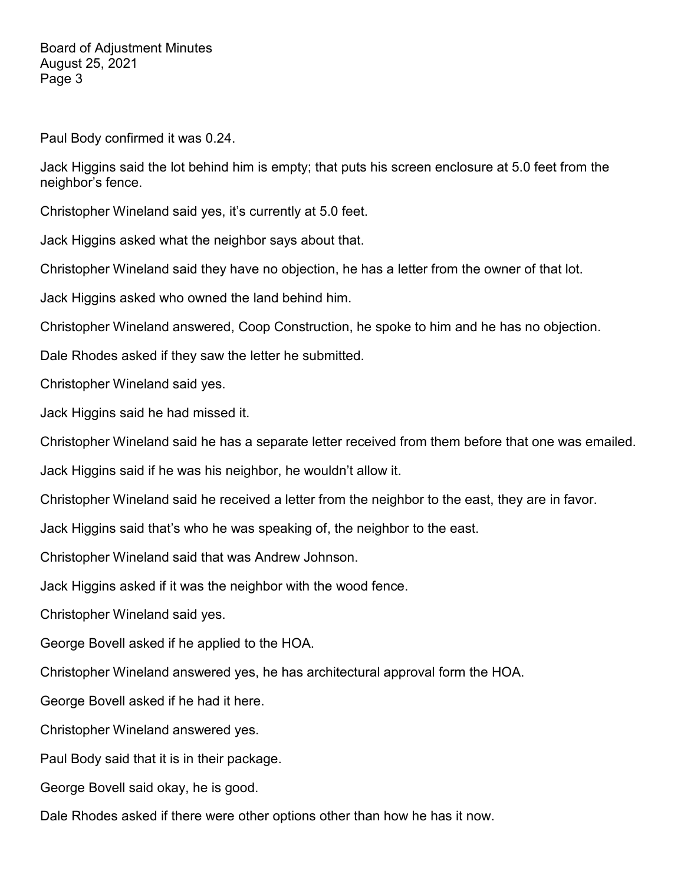Paul Body confirmed it was 0.24.

Jack Higgins said the lot behind him is empty; that puts his screen enclosure at 5.0 feet from the neighbor's fence.

Christopher Wineland said yes, it's currently at 5.0 feet.

Jack Higgins asked what the neighbor says about that.

Christopher Wineland said they have no objection, he has a letter from the owner of that lot.

Jack Higgins asked who owned the land behind him.

Christopher Wineland answered, Coop Construction, he spoke to him and he has no objection.

Dale Rhodes asked if they saw the letter he submitted.

Christopher Wineland said yes.

Jack Higgins said he had missed it.

Christopher Wineland said he has a separate letter received from them before that one was emailed.

Jack Higgins said if he was his neighbor, he wouldn't allow it.

Christopher Wineland said he received a letter from the neighbor to the east, they are in favor.

Jack Higgins said that's who he was speaking of, the neighbor to the east.

Christopher Wineland said that was Andrew Johnson.

Jack Higgins asked if it was the neighbor with the wood fence.

Christopher Wineland said yes.

George Bovell asked if he applied to the HOA.

Christopher Wineland answered yes, he has architectural approval form the HOA.

George Bovell asked if he had it here.

Christopher Wineland answered yes.

Paul Body said that it is in their package.

George Bovell said okay, he is good.

Dale Rhodes asked if there were other options other than how he has it now.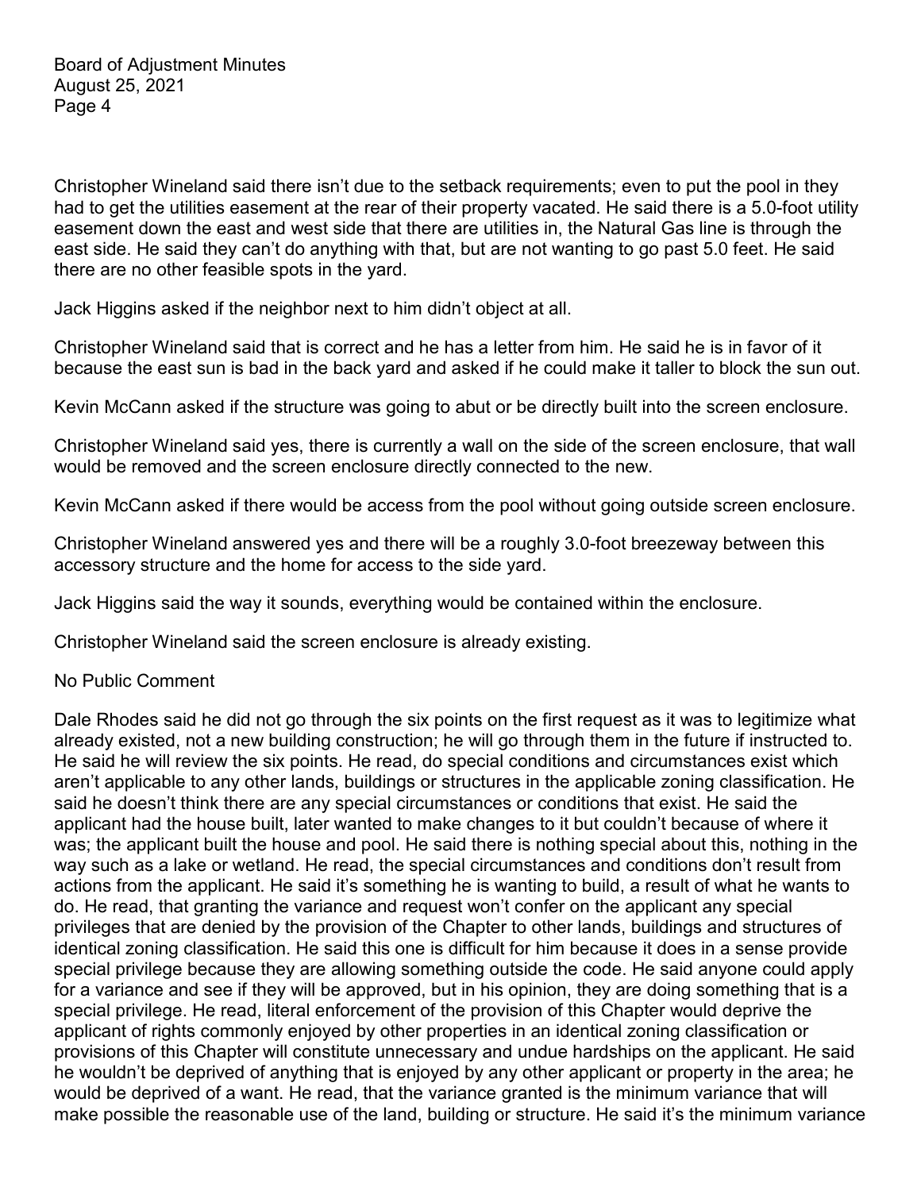Christopher Wineland said there isn't due to the setback requirements; even to put the pool in they had to get the utilities easement at the rear of their property vacated. He said there is a 5.0-foot utility easement down the east and west side that there are utilities in, the Natural Gas line is through the east side. He said they can't do anything with that, but are not wanting to go past 5.0 feet. He said there are no other feasible spots in the yard.

Jack Higgins asked if the neighbor next to him didn't object at all.

Christopher Wineland said that is correct and he has a letter from him. He said he is in favor of it because the east sun is bad in the back yard and asked if he could make it taller to block the sun out.

Kevin McCann asked if the structure was going to abut or be directly built into the screen enclosure.

Christopher Wineland said yes, there is currently a wall on the side of the screen enclosure, that wall would be removed and the screen enclosure directly connected to the new.

Kevin McCann asked if there would be access from the pool without going outside screen enclosure.

Christopher Wineland answered yes and there will be a roughly 3.0-foot breezeway between this accessory structure and the home for access to the side yard.

Jack Higgins said the way it sounds, everything would be contained within the enclosure.

Christopher Wineland said the screen enclosure is already existing.

No Public Comment

Dale Rhodes said he did not go through the six points on the first request as it was to legitimize what already existed, not a new building construction; he will go through them in the future if instructed to. He said he will review the six points. He read, do special conditions and circumstances exist which aren't applicable to any other lands, buildings or structures in the applicable zoning classification. He said he doesn't think there are any special circumstances or conditions that exist. He said the applicant had the house built, later wanted to make changes to it but couldn't because of where it was; the applicant built the house and pool. He said there is nothing special about this, nothing in the way such as a lake or wetland. He read, the special circumstances and conditions don't result from actions from the applicant. He said it's something he is wanting to build, a result of what he wants to do. He read, that granting the variance and request won't confer on the applicant any special privileges that are denied by the provision of the Chapter to other lands, buildings and structures of identical zoning classification. He said this one is difficult for him because it does in a sense provide special privilege because they are allowing something outside the code. He said anyone could apply for a variance and see if they will be approved, but in his opinion, they are doing something that is a special privilege. He read, literal enforcement of the provision of this Chapter would deprive the applicant of rights commonly enjoyed by other properties in an identical zoning classification or provisions of this Chapter will constitute unnecessary and undue hardships on the applicant. He said he wouldn't be deprived of anything that is enjoyed by any other applicant or property in the area; he would be deprived of a want. He read, that the variance granted is the minimum variance that will make possible the reasonable use of the land, building or structure. He said it's the minimum variance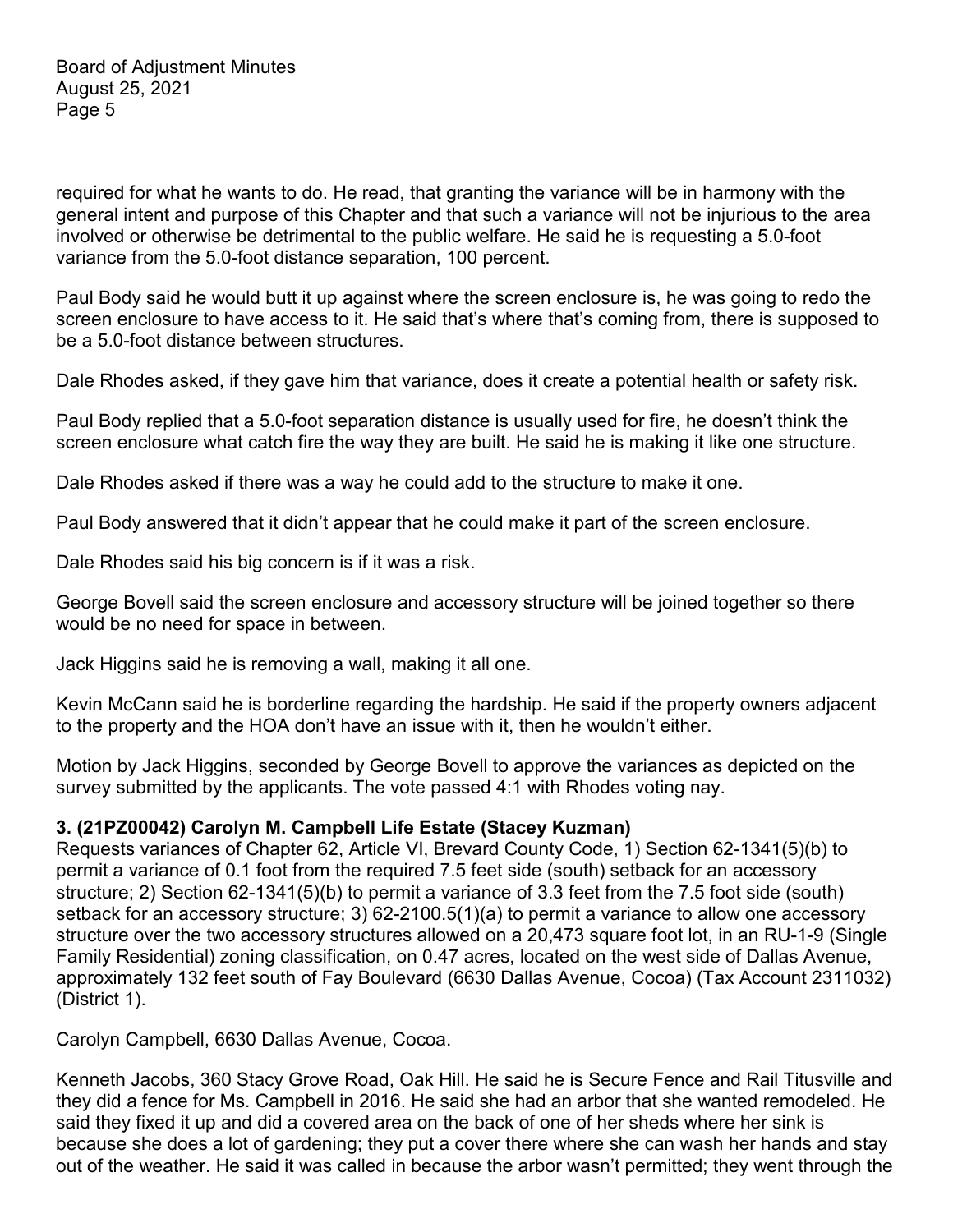required for what he wants to do. He read, that granting the variance will be in harmony with the general intent and purpose of this Chapter and that such a variance will not be injurious to the area involved or otherwise be detrimental to the public welfare. He said he is requesting a 5.0-foot variance from the 5.0-foot distance separation, 100 percent.

Paul Body said he would butt it up against where the screen enclosure is, he was going to redo the screen enclosure to have access to it. He said that's where that's coming from, there is supposed to be a 5.0-foot distance between structures.

Dale Rhodes asked, if they gave him that variance, does it create a potential health or safety risk.

Paul Body replied that a 5.0-foot separation distance is usually used for fire, he doesn't think the screen enclosure what catch fire the way they are built. He said he is making it like one structure.

Dale Rhodes asked if there was a way he could add to the structure to make it one.

Paul Body answered that it didn't appear that he could make it part of the screen enclosure.

Dale Rhodes said his big concern is if it was a risk.

George Bovell said the screen enclosure and accessory structure will be joined together so there would be no need for space in between.

Jack Higgins said he is removing a wall, making it all one.

Kevin McCann said he is borderline regarding the hardship. He said if the property owners adjacent to the property and the HOA don't have an issue with it, then he wouldn't either.

Motion by Jack Higgins, seconded by George Bovell to approve the variances as depicted on the survey submitted by the applicants. The vote passed 4:1 with Rhodes voting nay.

**3. (21PZ00042) Carolyn M. Campbell Life Estate (Stacey Kuzman)**
Requests variances of Chapter 62, Article VI, Brevard County Code, 1) Section 62-1341(5)(b) to permit a variance of 0.1 foot from the required 7.5 feet side (south) setback for an accessory structure; 2) Section 62-1341(5)(b) to permit a variance of 3.3 feet from the 7.5 foot side (south) setback for an accessory structure; 3) 62-2100.5(1)(a) to permit a variance to allow one accessory structure over the two accessory structures allowed on a 20,473 square foot lot, in an RU-1-9 (Single Family Residential) zoning classification, on 0.47 acres, located on the west side of Dallas Avenue, approximately 132 feet south of Fay Boulevard (6630 Dallas Avenue, Cocoa) (Tax Account 2311032) (District 1).

Carolyn Campbell, 6630 Dallas Avenue, Cocoa.

Kenneth Jacobs, 360 Stacy Grove Road, Oak Hill. He said he is Secure Fence and Rail Titusville and they did a fence for Ms. Campbell in 2016. He said she had an arbor that she wanted remodeled. He said they fixed it up and did a covered area on the back of one of her sheds where her sink is because she does a lot of gardening; they put a cover there where she can wash her hands and stay out of the weather. He said it was called in because the arbor wasn't permitted; they went through the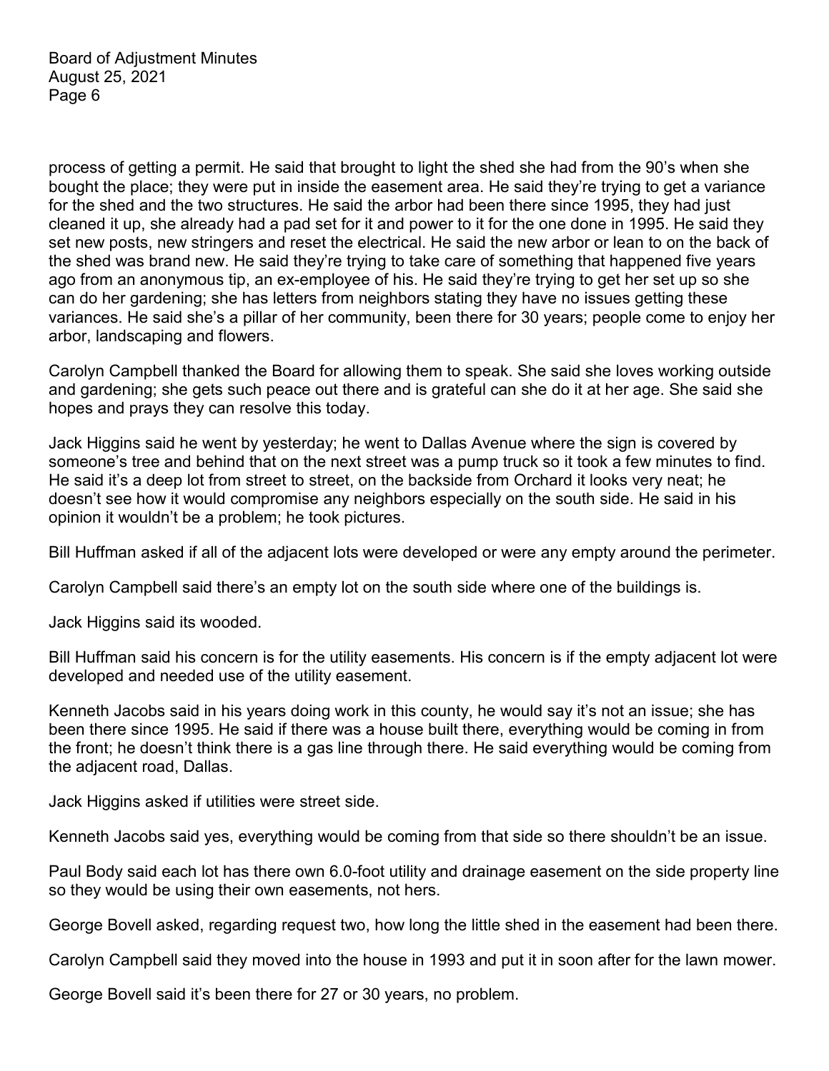process of getting a permit. He said that brought to light the shed she had from the 90's when she bought the place; they were put in inside the easement area. He said they're trying to get a variance for the shed and the two structures. He said the arbor had been there since 1995, they had just cleaned it up, she already had a pad set for it and power to it for the one done in 1995. He said they set new posts, new stringers and reset the electrical. He said the new arbor or lean to on the back of the shed was brand new. He said they're trying to take care of something that happened five years ago from an anonymous tip, an ex-employee of his. He said they're trying to get her set up so she can do her gardening; she has letters from neighbors stating they have no issues getting these variances. He said she's a pillar of her community, been there for 30 years; people come to enjoy her arbor, landscaping and flowers.

Carolyn Campbell thanked the Board for allowing them to speak. She said she loves working outside and gardening; she gets such peace out there and is grateful can she do it at her age. She said she hopes and prays they can resolve this today.

Jack Higgins said he went by yesterday; he went to Dallas Avenue where the sign is covered by someone's tree and behind that on the next street was a pump truck so it took a few minutes to find. He said it's a deep lot from street to street, on the backside from Orchard it looks very neat; he doesn't see how it would compromise any neighbors especially on the south side. He said in his opinion it wouldn't be a problem; he took pictures.

Bill Huffman asked if all of the adjacent lots were developed or were any empty around the perimeter.

Carolyn Campbell said there's an empty lot on the south side where one of the buildings is.

Jack Higgins said its wooded.

Bill Huffman said his concern is for the utility easements. His concern is if the empty adjacent lot were developed and needed use of the utility easement.

Kenneth Jacobs said in his years doing work in this county, he would say it's not an issue; she has been there since 1995. He said if there was a house built there, everything would be coming in from the front; he doesn't think there is a gas line through there. He said everything would be coming from the adjacent road, Dallas.

Jack Higgins asked if utilities were street side.

Kenneth Jacobs said yes, everything would be coming from that side so there shouldn't be an issue.

Paul Body said each lot has there own 6.0-foot utility and drainage easement on the side property line so they would be using their own easements, not hers.

George Bovell asked, regarding request two, how long the little shed in the easement had been there.

Carolyn Campbell said they moved into the house in 1993 and put it in soon after for the lawn mower.

George Bovell said it's been there for 27 or 30 years, no problem.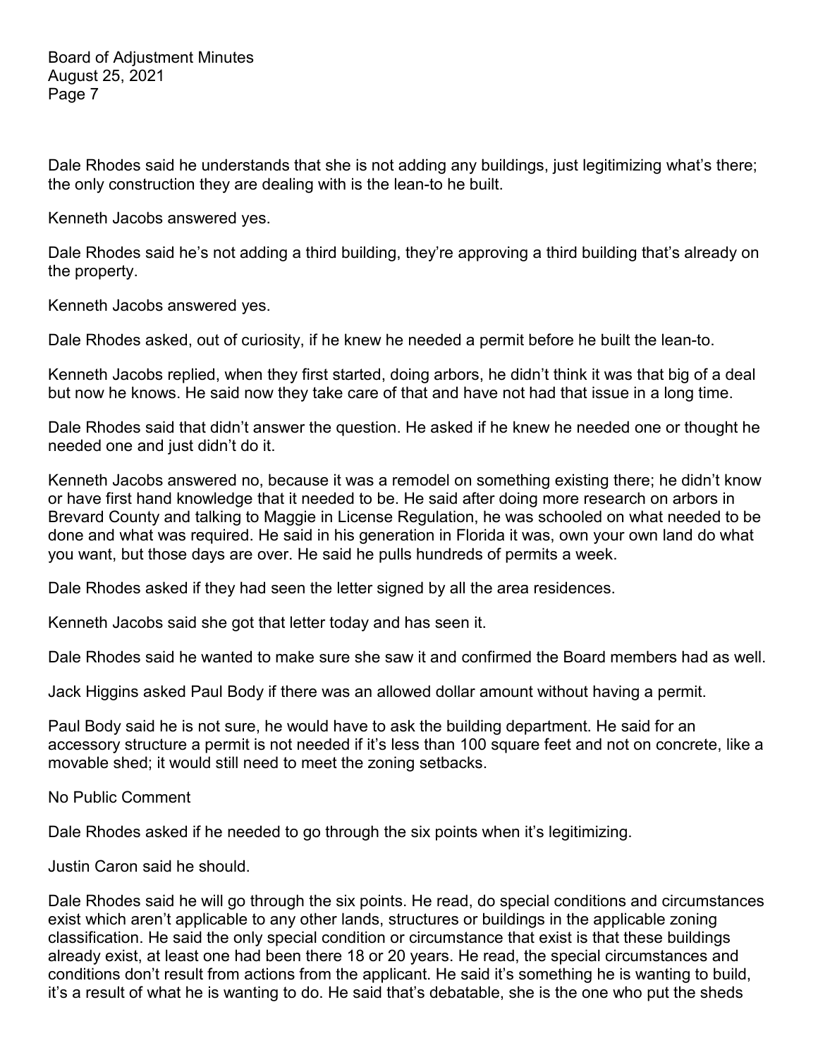Dale Rhodes said he understands that she is not adding any buildings, just legitimizing what's there; the only construction they are dealing with is the lean-to he built.

Kenneth Jacobs answered yes.

Dale Rhodes said he's not adding a third building, they're approving a third building that's already on the property.

Kenneth Jacobs answered yes.

Dale Rhodes asked, out of curiosity, if he knew he needed a permit before he built the lean-to.

Kenneth Jacobs replied, when they first started, doing arbors, he didn't think it was that big of a deal but now he knows. He said now they take care of that and have not had that issue in a long time.

Dale Rhodes said that didn't answer the question. He asked if he knew he needed one or thought he needed one and just didn't do it.

Kenneth Jacobs answered no, because it was a remodel on something existing there; he didn't know or have first hand knowledge that it needed to be. He said after doing more research on arbors in Brevard County and talking to Maggie in License Regulation, he was schooled on what needed to be done and what was required. He said in his generation in Florida it was, own your own land do what you want, but those days are over. He said he pulls hundreds of permits a week.

Dale Rhodes asked if they had seen the letter signed by all the area residences.

Kenneth Jacobs said she got that letter today and has seen it.

Dale Rhodes said he wanted to make sure she saw it and confirmed the Board members had as well.

Jack Higgins asked Paul Body if there was an allowed dollar amount without having a permit.

Paul Body said he is not sure, he would have to ask the building department. He said for an accessory structure a permit is not needed if it's less than 100 square feet and not on concrete, like a movable shed; it would still need to meet the zoning setbacks.

No Public Comment

Dale Rhodes asked if he needed to go through the six points when it's legitimizing.

Justin Caron said he should.

Dale Rhodes said he will go through the six points. He read, do special conditions and circumstances exist which aren't applicable to any other lands, structures or buildings in the applicable zoning classification. He said the only special condition or circumstance that exist is that these buildings already exist, at least one had been there 18 or 20 years. He read, the special circumstances and conditions don't result from actions from the applicant. He said it's something he is wanting to build, it's a result of what he is wanting to do. He said that's debatable, she is the one who put the sheds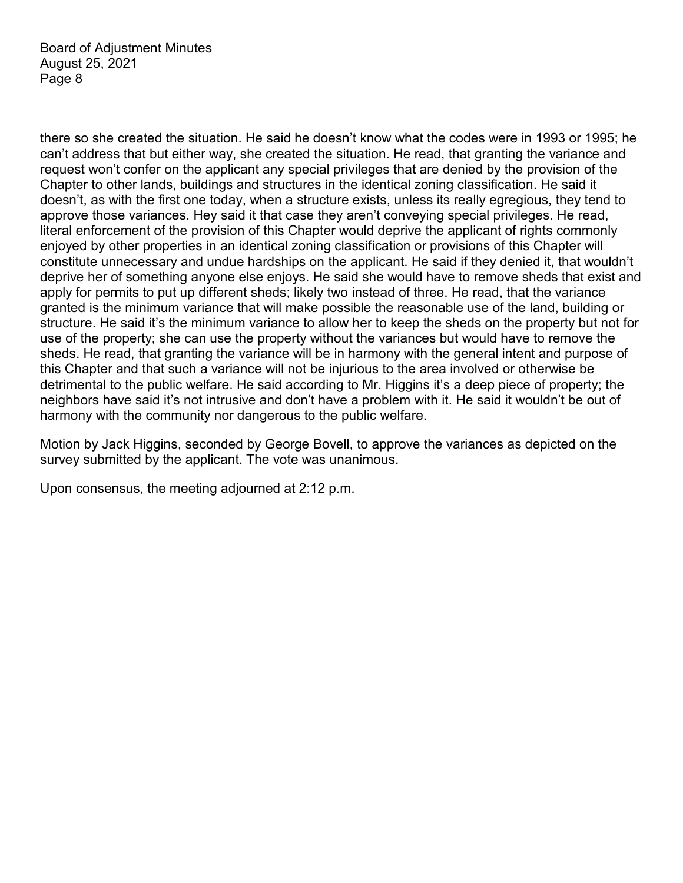there so she created the situation. He said he doesn't know what the codes were in 1993 or 1995; he can't address that but either way, she created the situation. He read, that granting the variance and request won't confer on the applicant any special privileges that are denied by the provision of the Chapter to other lands, buildings and structures in the identical zoning classification. He said it doesn't, as with the first one today, when a structure exists, unless its really egregious, they tend to approve those variances. Hey said it that case they aren't conveying special privileges. He read, literal enforcement of the provision of this Chapter would deprive the applicant of rights commonly enjoyed by other properties in an identical zoning classification or provisions of this Chapter will constitute unnecessary and undue hardships on the applicant. He said if they denied it, that wouldn't deprive her of something anyone else enjoys. He said she would have to remove sheds that exist and apply for permits to put up different sheds; likely two instead of three. He read, that the variance granted is the minimum variance that will make possible the reasonable use of the land, building or structure. He said it's the minimum variance to allow her to keep the sheds on the property but not for use of the property; she can use the property without the variances but would have to remove the sheds. He read, that granting the variance will be in harmony with the general intent and purpose of this Chapter and that such a variance will not be injurious to the area involved or otherwise be detrimental to the public welfare. He said according to Mr. Higgins it's a deep piece of property; the neighbors have said it's not intrusive and don't have a problem with it. He said it wouldn't be out of harmony with the community nor dangerous to the public welfare.

Motion by Jack Higgins, seconded by George Bovell, to approve the variances as depicted on the survey submitted by the applicant. The vote was unanimous.

Upon consensus, the meeting adjourned at 2:12 p.m.